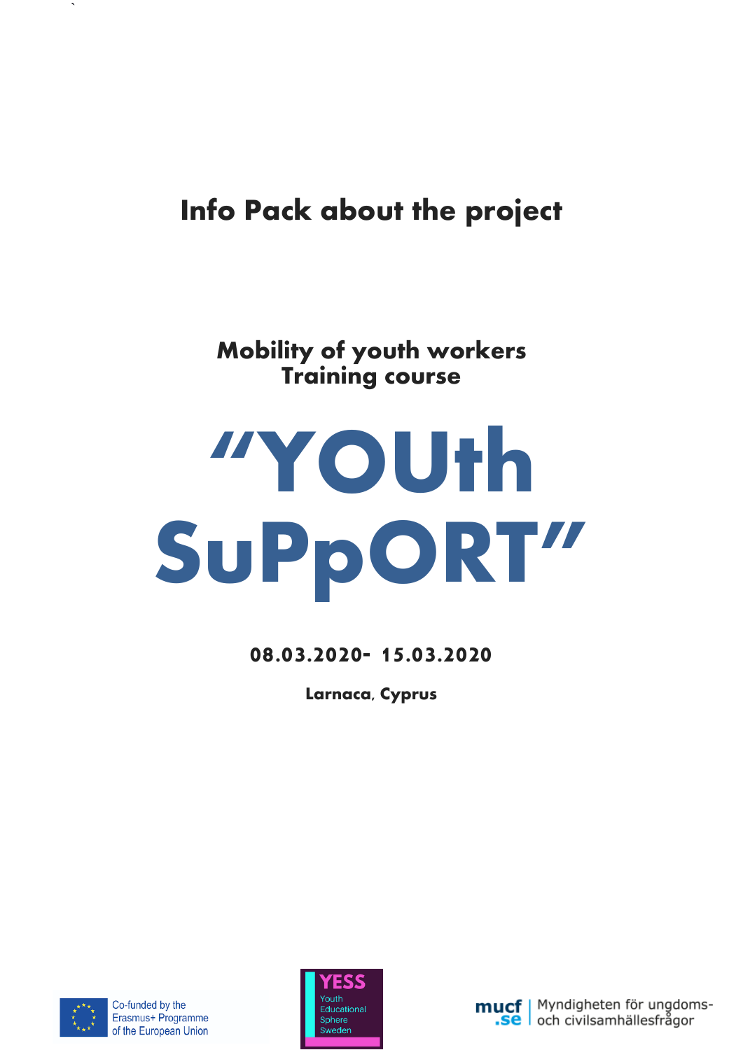# Info Pack about the project

## Mobility of youth workers
## Training course

# "YOUth SuPpORT"

**08.03.2020- 15.03.2020**

**Larnaca, Cyprus**

Co-funded by the Erasmus+ Programme of the European Union

YESS Youth Educational Sphere Sweden

mucf.se | Myndigheten för ungdoms- och civilsamhällesfrågor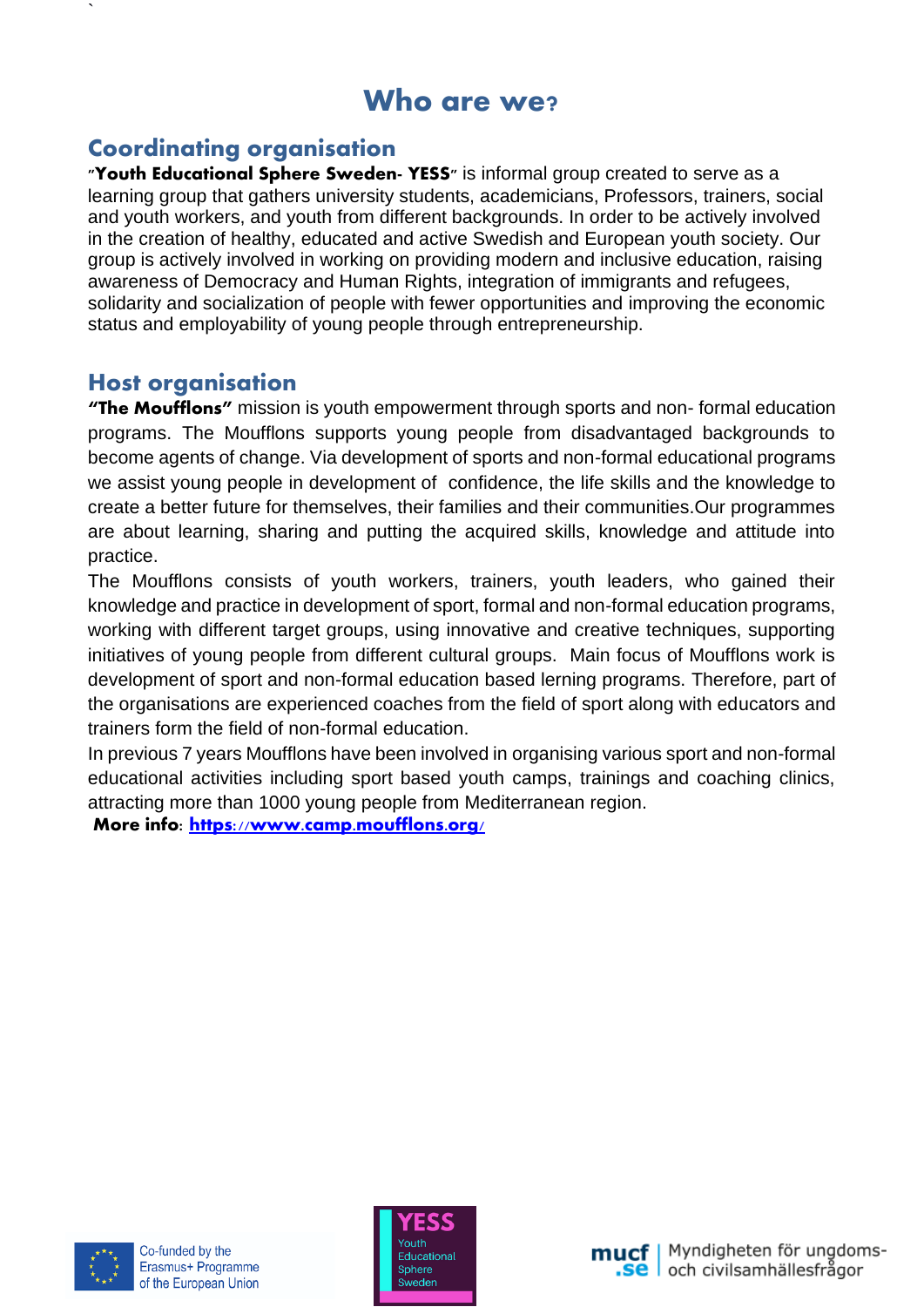# Who are we?

## Coordinating organisation

"**Youth Educational Sphere Sweden- YESS**" is informal group created to serve as a learning group that gathers university students, academicians, Professors, trainers, social and youth workers, and youth from different backgrounds. In order to be actively involved in the creation of healthy, educated and active Swedish and European youth society. Our group is actively involved in working on providing modern and inclusive education, raising awareness of Democracy and Human Rights, integration of immigrants and refugees, solidarity and socialization of people with fewer opportunities and improving the economic status and employability of young people through entrepreneurship.

## Host organisation

**"The Moufflons"** mission is youth empowerment through sports and non- formal education programs. The Moufflons supports young people from disadvantaged backgrounds to become agents of change. Via development of sports and non-formal educational programs we assist young people in development of confidence, the life skills and the knowledge to create a better future for themselves, their families and their communities.Our programmes are about learning, sharing and putting the acquired skills, knowledge and attitude into practice.

The Moufflons consists of youth workers, trainers, youth leaders, who gained their knowledge and practice in development of sport, formal and non-formal education programs, working with different target groups, using innovative and creative techniques, supporting initiatives of young people from different cultural groups. Main focus of Moufflons work is development of sport and non-formal education based lerning programs. Therefore, part of the organisations are experienced coaches from the field of sport along with educators and trainers form the field of non-formal education.

In previous 7 years Moufflons have been involved in organising various sport and non-formal educational activities including sport based youth camps, trainings and coaching clinics, attracting more than 1000 young people from Mediterranean region.

**More info**: [https://www.camp.moufflons.org/](https://www.camp.moufflons.org/)

Co-funded by the Erasmus+ Programme of the European Union

YESS Youth Educational Sphere Sweden

mucf.se | Myndigheten för ungdoms- och civilsamhällesfrågor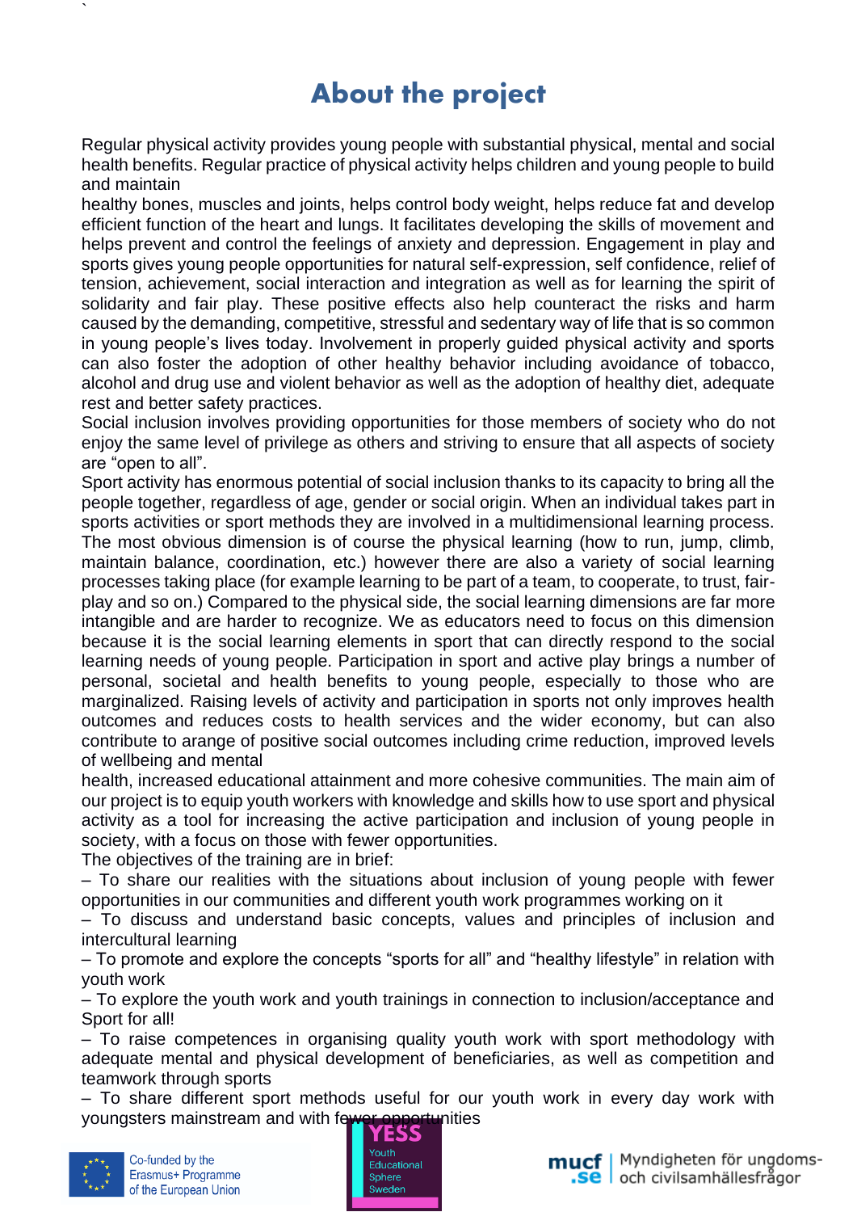# About the project

Regular physical activity provides young people with substantial physical, mental and social health benefits. Regular practice of physical activity helps children and young people to build and maintain healthy bones, muscles and joints, helps control body weight, helps reduce fat and develop efficient function of the heart and lungs. It facilitates developing the skills of movement and helps prevent and control the feelings of anxiety and depression. Engagement in play and sports gives young people opportunities for natural self-expression, self confidence, relief of tension, achievement, social interaction and integration as well as for learning the spirit of solidarity and fair play. These positive effects also help counteract the risks and harm caused by the demanding, competitive, stressful and sedentary way of life that is so common in young people's lives today. Involvement in properly guided physical activity and sports can also foster the adoption of other healthy behavior including avoidance of tobacco, alcohol and drug use and violent behavior as well as the adoption of healthy diet, adequate rest and better safety practices.

Social inclusion involves providing opportunities for those members of society who do not enjoy the same level of privilege as others and striving to ensure that all aspects of society are "open to all".

Sport activity has enormous potential of social inclusion thanks to its capacity to bring all the people together, regardless of age, gender or social origin. When an individual takes part in sports activities or sport methods they are involved in a multidimensional learning process. The most obvious dimension is of course the physical learning (how to run, jump, climb, maintain balance, coordination, etc.) however there are also a variety of social learning processes taking place (for example learning to be part of a team, to cooperate, to trust, fair-play and so on.) Compared to the physical side, the social learning dimensions are far more intangible and are harder to recognize. We as educators need to focus on this dimension because it is the social learning elements in sport that can directly respond to the social learning needs of young people. Participation in sport and active play brings a number of personal, societal and health benefits to young people, especially to those who are marginalized. Raising levels of activity and participation in sports not only improves health outcomes and reduces costs to health services and the wider economy, but can also contribute to arange of positive social outcomes including crime reduction, improved levels of wellbeing and mental health, increased educational attainment and more cohesive communities. The main aim of our project is to equip youth workers with knowledge and skills how to use sport and physical activity as a tool for increasing the active participation and inclusion of young people in society, with a focus on those with fewer opportunities.

The objectives of the training are in brief:

– To share our realities with the situations about inclusion of young people with fewer opportunities in our communities and different youth work programmes working on it

– To discuss and understand basic concepts, values and principles of inclusion and intercultural learning

– To promote and explore the concepts "sports for all" and "healthy lifestyle" in relation with youth work

– To explore the youth work and youth trainings in connection to inclusion/acceptance and Sport for all!

– To raise competences in organising quality youth work with sport methodology with adequate mental and physical development of beneficiaries, as well as competition and teamwork through sports

– To share different sport methods useful for our youth work in every day work with youngsters mainstream and with fewer opportunities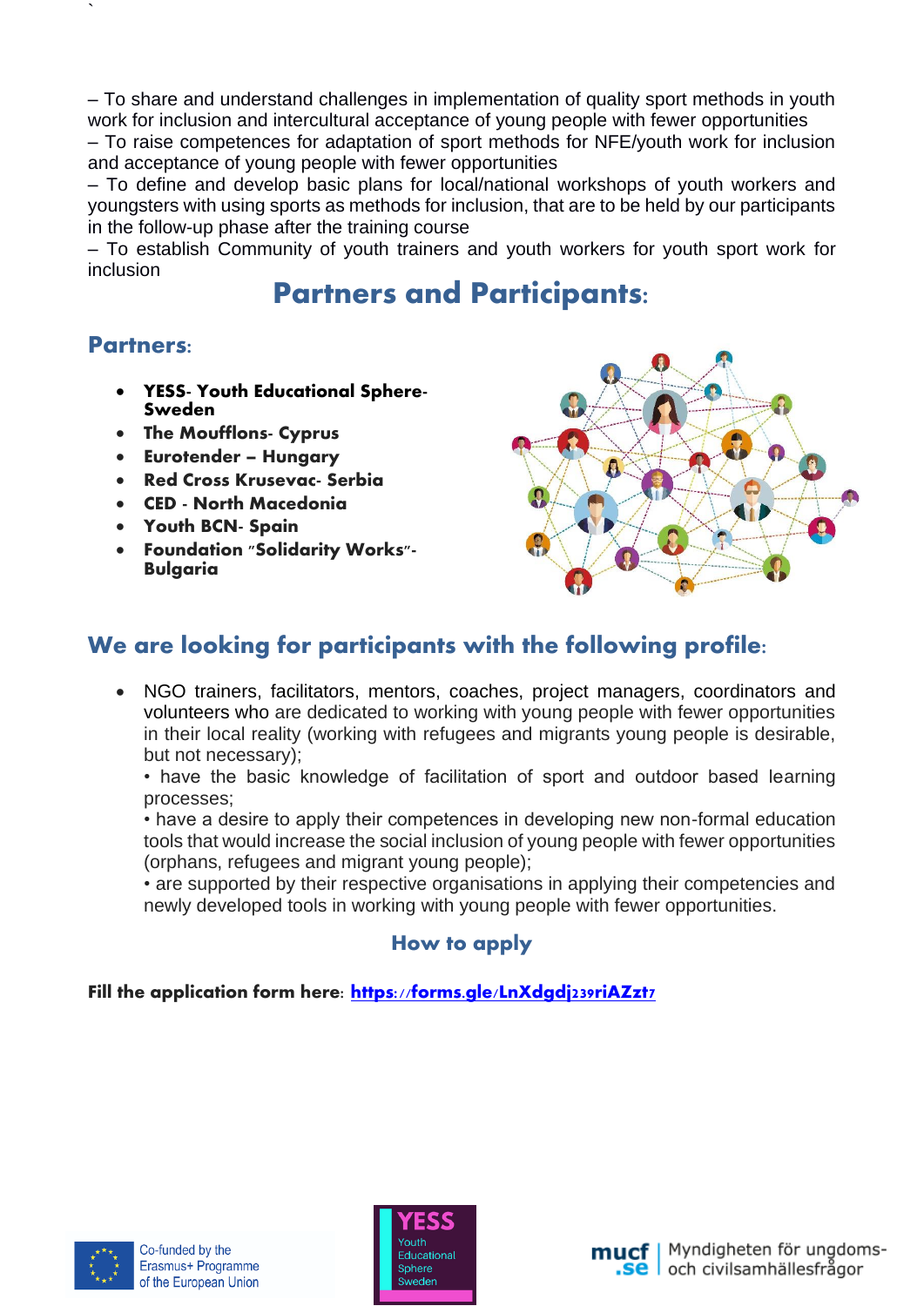– To share and understand challenges in implementation of quality sport methods in youth work for inclusion and intercultural acceptance of young people with fewer opportunities
– To raise competences for adaptation of sport methods for NFE/youth work for inclusion and acceptance of young people with fewer opportunities
– To define and develop basic plans for local/national workshops of youth workers and youngsters with using sports as methods for inclusion, that are to be held by our participants in the follow-up phase after the training course
– To establish Community of youth trainers and youth workers for youth sport work for inclusion

## Partners and Participants:

### Partners:

- **YESS- Youth Educational Sphere- Sweden**
- **The Moufflons- Cyprus**
- **Eurotender – Hungary**
- **Red Cross Krusevac- Serbia**
- **CED - North Macedonia**
- **Youth BCN- Spain**
- **Foundation "Solidarity Works"- Bulgaria**

### We are looking for participants with the following profile:

- NGO trainers, facilitators, mentors, coaches, project managers, coordinators and volunteers who are dedicated to working with young people with fewer opportunities in their local reality (working with refugees and migrants young people is desirable, but not necessary);
  • have the basic knowledge of facilitation of sport and outdoor based learning processes;
  • have a desire to apply their competences in developing new non-formal education tools that would increase the social inclusion of young people with fewer opportunities (orphans, refugees and migrant young people);
  • are supported by their respective organisations in applying their competencies and newly developed tools in working with young people with fewer opportunities.

### How to apply

**Fill the application form here: https://forms.gle/LnXdgdj239riAZzt7**

Co-funded by the Erasmus+ Programme of the European Union

YESS Youth Educational Sphere Sweden

mucf.se | Myndigheten för ungdoms- och civilsamhällesfrågor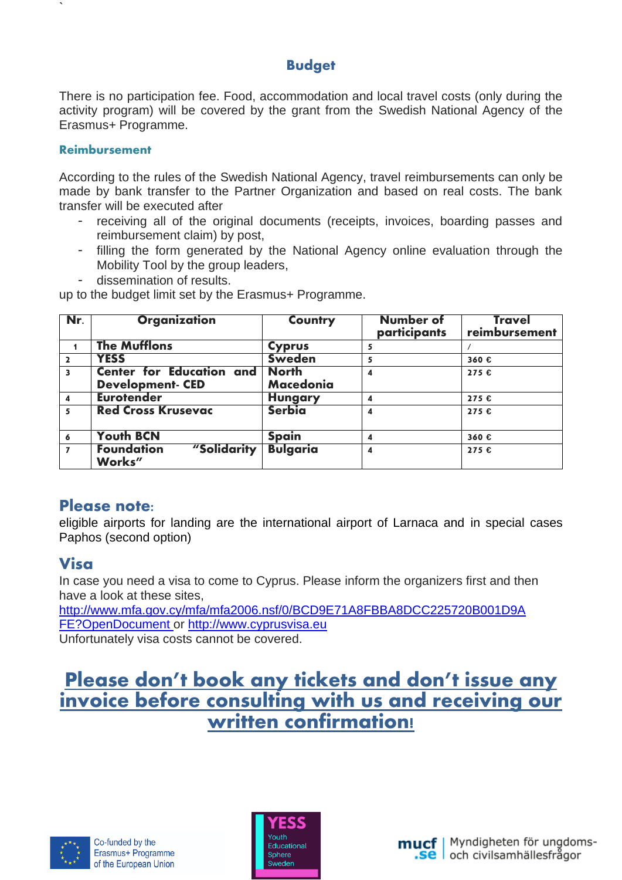## Budget

There is no participation fee. Food, accommodation and local travel costs (only during the activity program) will be covered by the grant from the Swedish National Agency of the Erasmus+ Programme.

### Reimbursement

According to the rules of the Swedish National Agency, travel reimbursements can only be made by bank transfer to the Partner Organization and based on real costs. The bank transfer will be executed after

- receiving all of the original documents (receipts, invoices, boarding passes and reimbursement claim) by post,
- filling the form generated by the National Agency online evaluation through the Mobility Tool by the group leaders,
- dissemination of results.

up to the budget limit set by the Erasmus+ Programme.

| Nr. | Organization | Country | Number of participants | Travel reimbursement |
|---|---|---|---|---|
| 1 | **The Mufflons** | **Cyprus** | 5 | / |
| 2 | **YESS** | **Sweden** | 5 | 360 € |
| 3 | **Center for Education and Development- CED** | **North Macedonia** | 4 | 275 € |
| 4 | **Eurotender** | **Hungary** | 4 | 275 € |
| 5 | **Red Cross Krusevac** | **Serbia** | 4 | 275 € |
| 6 | **Youth BCN** | **Spain** | 4 | 360 € |
| 7 | **Foundation "Solidarity Works"** | **Bulgaria** | 4 | 275 € |

## Please note:

eligible airports for landing are the international airport of Larnaca and in special cases Paphos (second option)

## Visa

In case you need a visa to come to Cyprus. Please inform the organizers first and then have a look at these sites,
http://www.mfa.gov.cy/mfa/mfa2006.nsf/0/BCD9E71A8FBBA8DCC225720B001D9AFE?OpenDocument or http://www.cyprusvisa.eu
Unfortunately visa costs cannot be covered.

## Please don't book any tickets and don't issue any invoice before consulting with us and receiving our written confirmation!

Co-funded by the Erasmus+ Programme of the European Union

YESS Youth Educational Sphere Sweden

mucf.se | Myndigheten för ungdoms- och civilsamhällesfrågor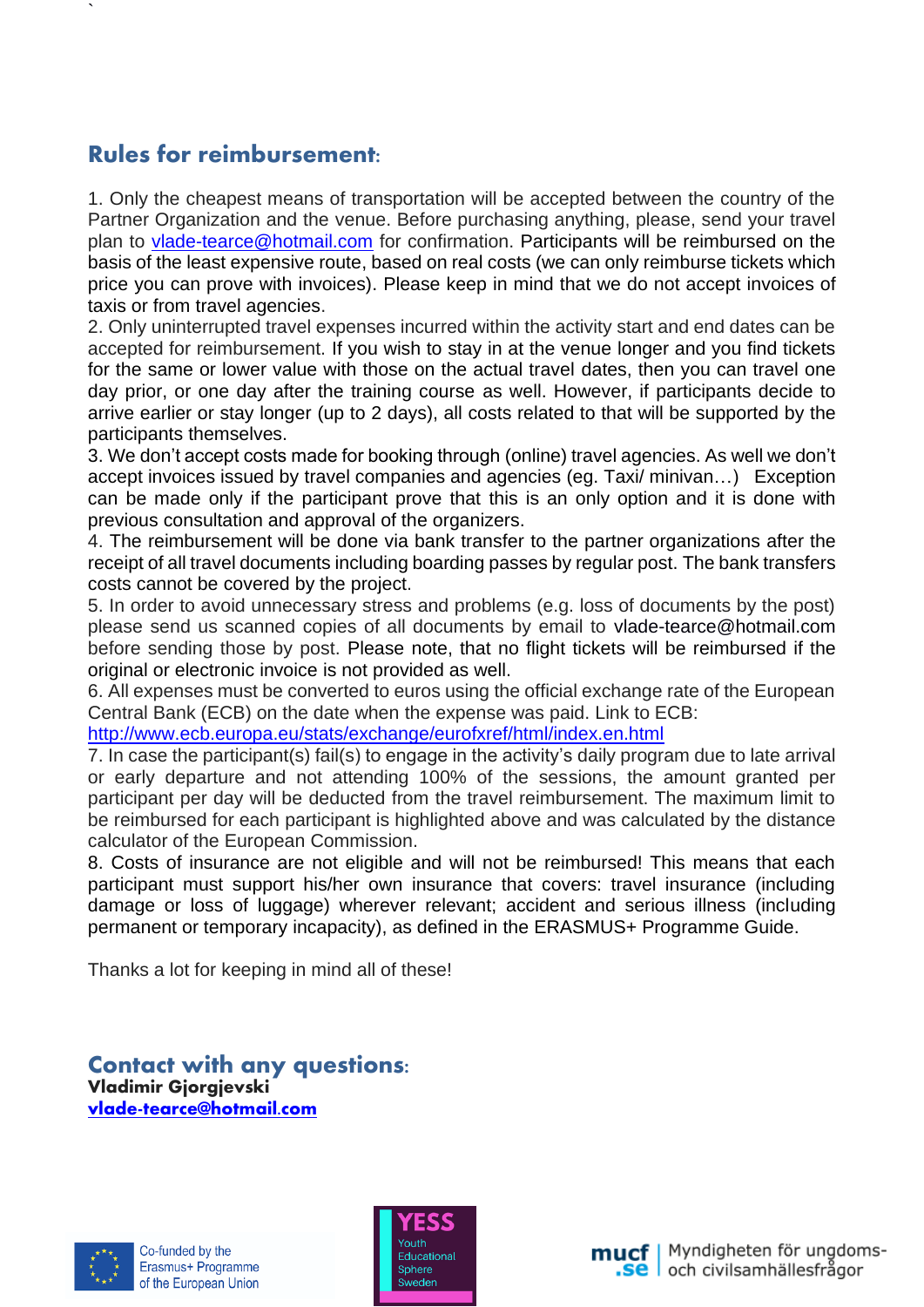## Rules for reimbursement:

1. Only the cheapest means of transportation will be accepted between the country of the Partner Organization and the venue. Before purchasing anything, please, send your travel plan to vlade-tearce@hotmail.com for confirmation. Participants will be reimbursed on the basis of the least expensive route, based on real costs (we can only reimburse tickets which price you can prove with invoices). Please keep in mind that we do not accept invoices of taxis or from travel agencies.
2. Only uninterrupted travel expenses incurred within the activity start and end dates can be accepted for reimbursement. If you wish to stay in at the venue longer and you find tickets for the same or lower value with those on the actual travel dates, then you can travel one day prior, or one day after the training course as well. However, if participants decide to arrive earlier or stay longer (up to 2 days), all costs related to that will be supported by the participants themselves.
3. We don't accept costs made for booking through (online) travel agencies. As well we don't accept invoices issued by travel companies and agencies (eg. Taxi/ minivan…) Exception can be made only if the participant prove that this is an only option and it is done with previous consultation and approval of the organizers.
4. The reimbursement will be done via bank transfer to the partner organizations after the receipt of all travel documents including boarding passes by regular post. The bank transfers costs cannot be covered by the project.
5. In order to avoid unnecessary stress and problems (e.g. loss of documents by the post) please send us scanned copies of all documents by email to vlade-tearce@hotmail.com before sending those by post. Please note, that no flight tickets will be reimbursed if the original or electronic invoice is not provided as well.
6. All expenses must be converted to euros using the official exchange rate of the European Central Bank (ECB) on the date when the expense was paid. Link to ECB: http://www.ecb.europa.eu/stats/exchange/eurofxref/html/index.en.html
7. In case the participant(s) fail(s) to engage in the activity's daily program due to late arrival or early departure and not attending 100% of the sessions, the amount granted per participant per day will be deducted from the travel reimbursement. The maximum limit to be reimbursed for each participant is highlighted above and was calculated by the distance calculator of the European Commission.
8. Costs of insurance are not eligible and will not be reimbursed! This means that each participant must support his/her own insurance that covers: travel insurance (including damage or loss of luggage) wherever relevant; accident and serious illness (including permanent or temporary incapacity), as defined in the ERASMUS+ Programme Guide.

Thanks a lot for keeping in mind all of these!

## Contact with any questions:

**Vladimir Gjorgjevski**
**vlade-tearce@hotmail.com**

Co-funded by the Erasmus+ Programme of the European Union

YESS Youth Educational Sphere Sweden

mucf.se | Myndigheten för ungdoms- och civilsamhällesfrågor